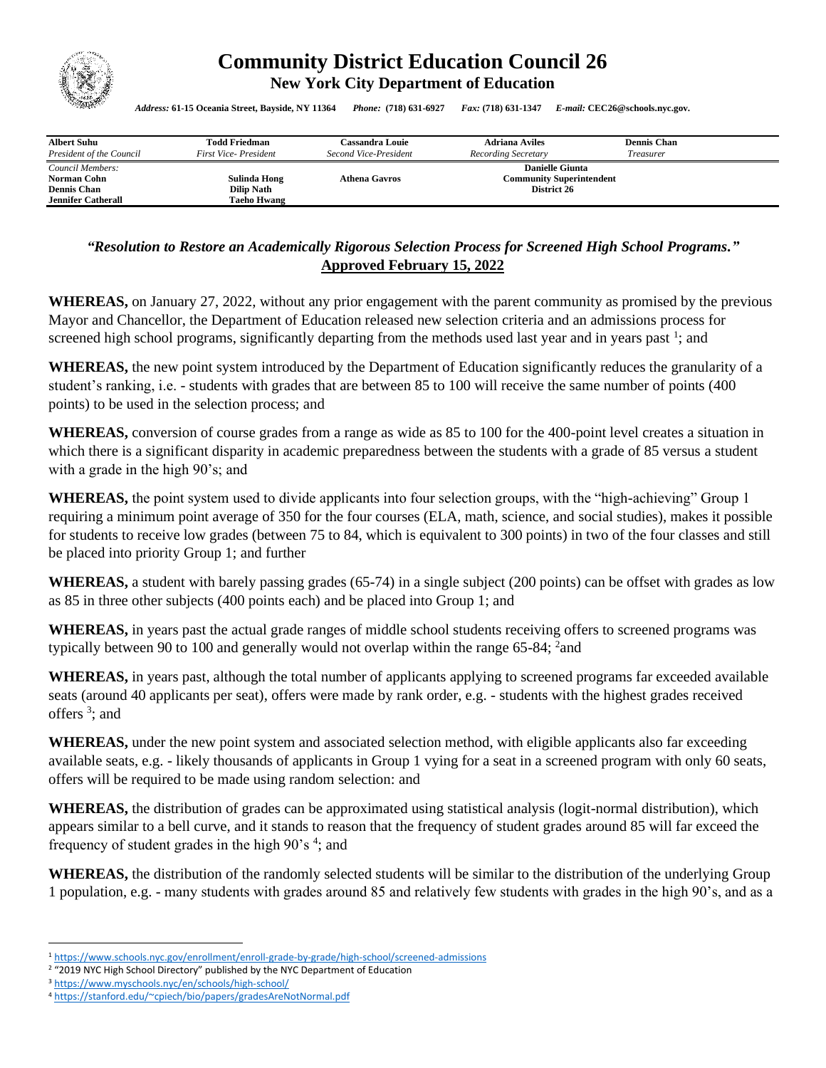# Community District Education Council 26

**New York City Department of Education**

*Address:* **61-15 Oceania Street, Bayside, NY 11364** *Phone:* **(718) 631-6927** *Fax:* **(718) 631-1347** *E-mail:* **CEC26@schools.nyc.gov.**

| **Albert Suhu** | **Todd Friedman** | **Cassandra Louie** | **Adriana Aviles** | **Dennis Chan** |
|---|---|---|---|---|
| *President of the Council* | *First Vice- President* | *Second Vice-President* | *Recording Secretary* | *Treasurer* |

*Council Members:*
**Norman Cohn** **Sulinda Hong** **Athena Gavros**
**Dennis Chan** **Dilip Nath**
**Jennifer Catherall** **Taeho Hwang**

**Danielle Giunta**
**Community Superintendent**
**District 26**

## *"Resolution to Restore an Academically Rigorous Selection Process for Screened High School Programs."*

**Approved February 15, 2022**

**WHEREAS,** on January 27, 2022, without any prior engagement with the parent community as promised by the previous Mayor and Chancellor, the Department of Education released new selection criteria and an admissions process for screened high school programs, significantly departing from the methods used last year and in years past [1]; and

**WHEREAS,** the new point system introduced by the Department of Education significantly reduces the granularity of a student's ranking, i.e. - students with grades that are between 85 to 100 will receive the same number of points (400 points) to be used in the selection process; and

**WHEREAS,** conversion of course grades from a range as wide as 85 to 100 for the 400-point level creates a situation in which there is a significant disparity in academic preparedness between the students with a grade of 85 versus a student with a grade in the high 90's; and

**WHEREAS,** the point system used to divide applicants into four selection groups, with the "high-achieving" Group 1 requiring a minimum point average of 350 for the four courses (ELA, math, science, and social studies), makes it possible for students to receive low grades (between 75 to 84, which is equivalent to 300 points) in two of the four classes and still be placed into priority Group 1; and further

**WHEREAS,** a student with barely passing grades (65-74) in a single subject (200 points) can be offset with grades as low as 85 in three other subjects (400 points each) and be placed into Group 1; and

**WHEREAS,** in years past the actual grade ranges of middle school students receiving offers to screened programs was typically between 90 to 100 and generally would not overlap within the range 65-84; [2]and

**WHEREAS,** in years past, although the total number of applicants applying to screened programs far exceeded available seats (around 40 applicants per seat), offers were made by rank order, e.g. - students with the highest grades received offers [3]; and

**WHEREAS,** under the new point system and associated selection method, with eligible applicants also far exceeding available seats, e.g. - likely thousands of applicants in Group 1 vying for a seat in a screened program with only 60 seats, offers will be required to be made using random selection: and

**WHEREAS,** the distribution of grades can be approximated using statistical analysis (logit-normal distribution), which appears similar to a bell curve, and it stands to reason that the frequency of student grades around 85 will far exceed the frequency of student grades in the high 90's [4]; and

**WHEREAS,** the distribution of the randomly selected students will be similar to the distribution of the underlying Group 1 population, e.g. - many students with grades around 85 and relatively few students with grades in the high 90's, and as a

---

[1] https://www.schools.nyc.gov/enrollment/enroll-grade-by-grade/high-school/screened-admissions
[2] "2019 NYC High School Directory" published by the NYC Department of Education
[3] https://www.myschools.nyc/en/schools/high-school/
[4] https://stanford.edu/~cpiech/bio/papers/gradesAreNotNormal.pdf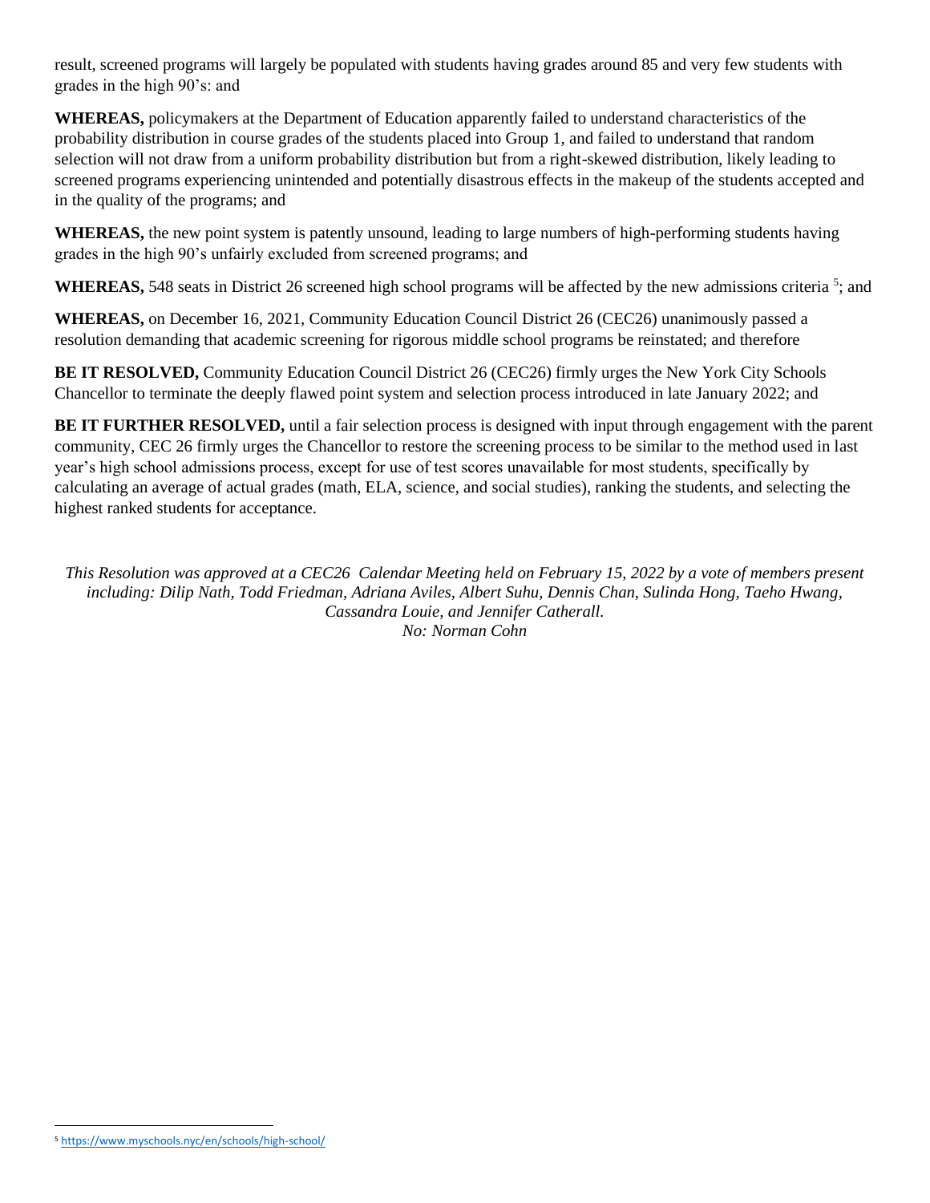result, screened programs will largely be populated with students having grades around 85 and very few students with grades in the high 90's: and

**WHEREAS,** policymakers at the Department of Education apparently failed to understand characteristics of the probability distribution in course grades of the students placed into Group 1, and failed to understand that random selection will not draw from a uniform probability distribution but from a right-skewed distribution, likely leading to screened programs experiencing unintended and potentially disastrous effects in the makeup of the students accepted and in the quality of the programs; and

**WHEREAS,** the new point system is patently unsound, leading to large numbers of high-performing students having grades in the high 90's unfairly excluded from screened programs; and

**WHEREAS,** 548 seats in District 26 screened high school programs will be affected by the new admissions criteria [5]; and

**WHEREAS,** on December 16, 2021, Community Education Council District 26 (CEC26) unanimously passed a resolution demanding that academic screening for rigorous middle school programs be reinstated; and therefore

**BE IT RESOLVED,** Community Education Council District 26 (CEC26) firmly urges the New York City Schools Chancellor to terminate the deeply flawed point system and selection process introduced in late January 2022; and

**BE IT FURTHER RESOLVED,** until a fair selection process is designed with input through engagement with the parent community, CEC 26 firmly urges the Chancellor to restore the screening process to be similar to the method used in last year's high school admissions process, except for use of test scores unavailable for most students, specifically by calculating an average of actual grades (math, ELA, science, and social studies), ranking the students, and selecting the highest ranked students for acceptance.

*This Resolution was approved at a CEC26 Calendar Meeting held on February 15, 2022 by a vote of members present including: Dilip Nath, Todd Friedman, Adriana Aviles, Albert Suhu, Dennis Chan, Sulinda Hong, Taeho Hwang, Cassandra Louie, and Jennifer Catherall.*
*No: Norman Cohn*

---

[5] https://www.myschools.nyc/en/schools/high-school/